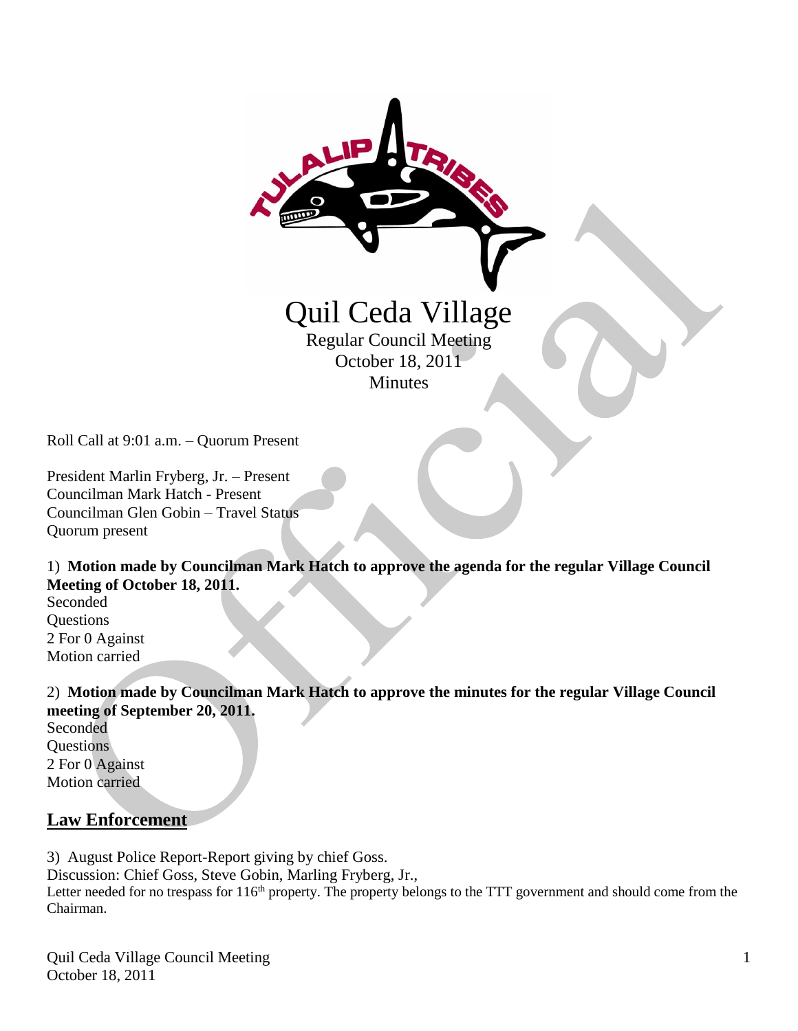# Quil Ceda Village

Regular Council Meeting
October 18, 2011
Minutes

Roll Call at 9:01 a.m. – Quorum Present

President Marlin Fryberg, Jr. – Present
Councilman Mark Hatch - Present
Councilman Glen Gobin – Travel Status
Quorum present

1) **Motion made by Councilman Mark Hatch to approve the agenda for the regular Village Council Meeting of October 18, 2011.**
Seconded
Questions
2 For 0 Against
Motion carried

2) **Motion made by Councilman Mark Hatch to approve the minutes for the regular Village Council meeting of September 20, 2011.**
Seconded
Questions
2 For 0 Against
Motion carried

## Law Enforcement

3) August Police Report-Report giving by chief Goss.
Discussion: Chief Goss, Steve Gobin, Marling Fryberg, Jr.,
Letter needed for no trespass for 116th property. The property belongs to the TTT government and should come from the Chairman.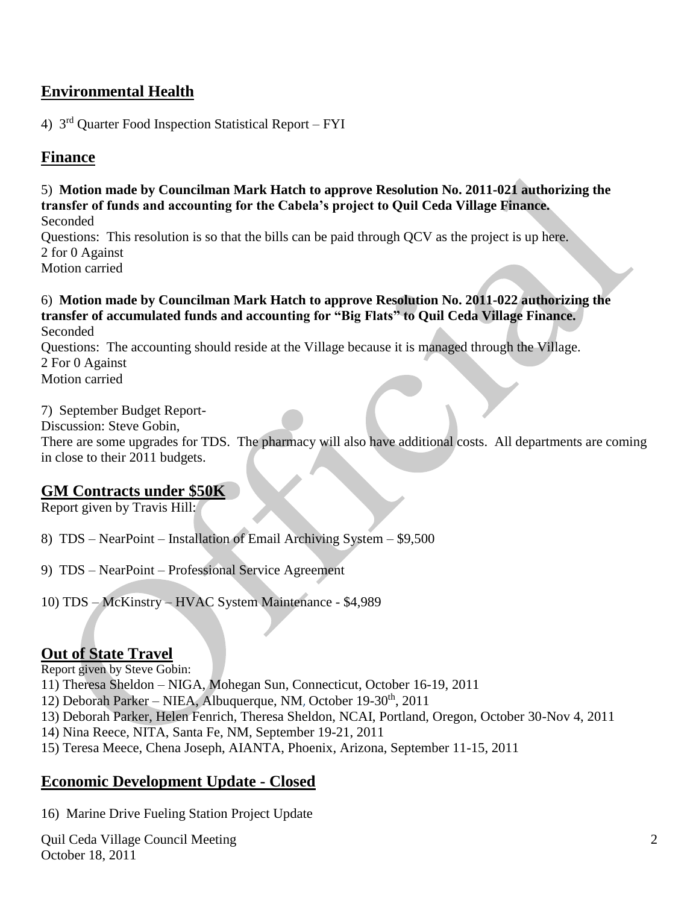## Environmental Health

4) 3rd Quarter Food Inspection Statistical Report – FYI

## Finance

5) **Motion made by Councilman Mark Hatch to approve Resolution No. 2011-021 authorizing the transfer of funds and accounting for the Cabela's project to Quil Ceda Village Finance.**
Seconded
Questions: This resolution is so that the bills can be paid through QCV as the project is up here.
2 for 0 Against
Motion carried

6) **Motion made by Councilman Mark Hatch to approve Resolution No. 2011-022 authorizing the transfer of accumulated funds and accounting for "Big Flats" to Quil Ceda Village Finance.**
Seconded
Questions: The accounting should reside at the Village because it is managed through the Village.
2 For 0 Against
Motion carried

7) September Budget Report-
Discussion: Steve Gobin,
There are some upgrades for TDS. The pharmacy will also have additional costs. All departments are coming in close to their 2011 budgets.

## GM Contracts under $50K

Report given by Travis Hill:

8) TDS – NearPoint – Installation of Email Archiving System – $9,500

9) TDS – NearPoint – Professional Service Agreement

10) TDS – McKinstry – HVAC System Maintenance - $4,989

## Out of State Travel

Report given by Steve Gobin:
11) Theresa Sheldon – NIGA, Mohegan Sun, Connecticut, October 16-19, 2011
12) Deborah Parker – NIEA, Albuquerque, NM, October 19-30th, 2011
13) Deborah Parker, Helen Fenrich, Theresa Sheldon, NCAI, Portland, Oregon, October 30-Nov 4, 2011
14) Nina Reece, NITA, Santa Fe, NM, September 19-21, 2011
15) Teresa Meece, Chena Joseph, AIANTA, Phoenix, Arizona, September 11-15, 2011

## Economic Development Update - Closed

16) Marine Drive Fueling Station Project Update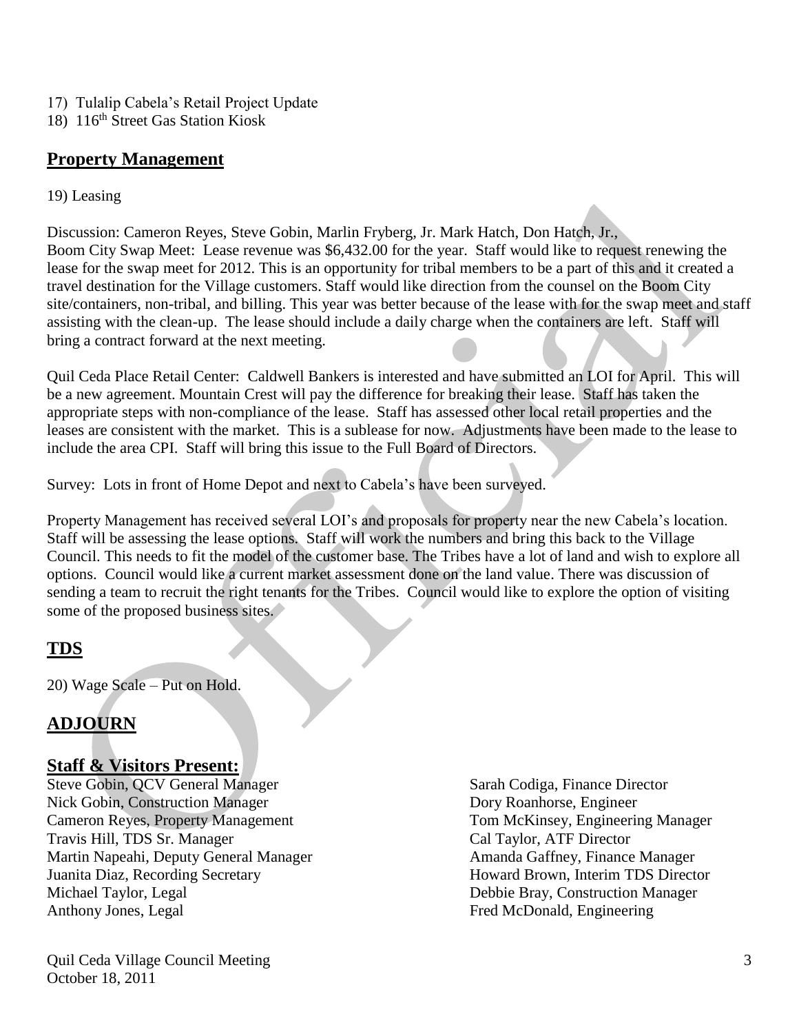17) Tulalip Cabela's Retail Project Update
18) 116th Street Gas Station Kiosk

## **Property Management**

19) Leasing

Discussion: Cameron Reyes, Steve Gobin, Marlin Fryberg, Jr. Mark Hatch, Don Hatch, Jr.,
Boom City Swap Meet: Lease revenue was $6,432.00 for the year. Staff would like to request renewing the lease for the swap meet for 2012. This is an opportunity for tribal members to be a part of this and it created a travel destination for the Village customers. Staff would like direction from the counsel on the Boom City site/containers, non-tribal, and billing. This year was better because of the lease with for the swap meet and staff assisting with the clean-up. The lease should include a daily charge when the containers are left. Staff will bring a contract forward at the next meeting.

Quil Ceda Place Retail Center: Caldwell Bankers is interested and have submitted an LOI for April. This will be a new agreement. Mountain Crest will pay the difference for breaking their lease. Staff has taken the appropriate steps with non-compliance of the lease. Staff has assessed other local retail properties and the leases are consistent with the market. This is a sublease for now. Adjustments have been made to the lease to include the area CPI. Staff will bring this issue to the Full Board of Directors.

Survey: Lots in front of Home Depot and next to Cabela's have been surveyed.

Property Management has received several LOI's and proposals for property near the new Cabela's location. Staff will be assessing the lease options. Staff will work the numbers and bring this back to the Village Council. This needs to fit the model of the customer base. The Tribes have a lot of land and wish to explore all options. Council would like a current market assessment done on the land value. There was discussion of sending a team to recruit the right tenants for the Tribes. Council would like to explore the option of visiting some of the proposed business sites.

## **TDS**

20) Wage Scale – Put on Hold.

## **ADJOURN**

## **Staff & Visitors Present:**

Steve Gobin, QCV General Manager
Nick Gobin, Construction Manager
Cameron Reyes, Property Management
Travis Hill, TDS Sr. Manager
Martin Napeahi, Deputy General Manager
Juanita Diaz, Recording Secretary
Michael Taylor, Legal
Anthony Jones, Legal
Sarah Codiga, Finance Director
Dory Roanhorse, Engineer
Tom McKinsey, Engineering Manager
Cal Taylor, ATF Director
Amanda Gaffney, Finance Manager
Howard Brown, Interim TDS Director
Debbie Bray, Construction Manager
Fred McDonald, Engineering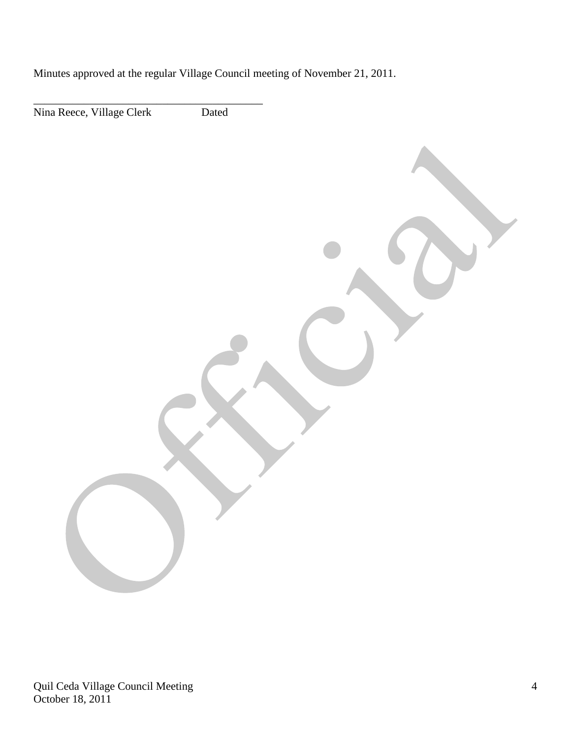Minutes approved at the regular Village Council meeting of November 21, 2011.

\_\_\_\_\_\_\_\_\_\_\_\_\_\_\_\_\_\_\_\_\_\_\_\_\_\_\_\_\_\_\_\_\_\_\_\_\_\_\_\_\_\_\_\_

Nina Reece, Village Clerk Dated